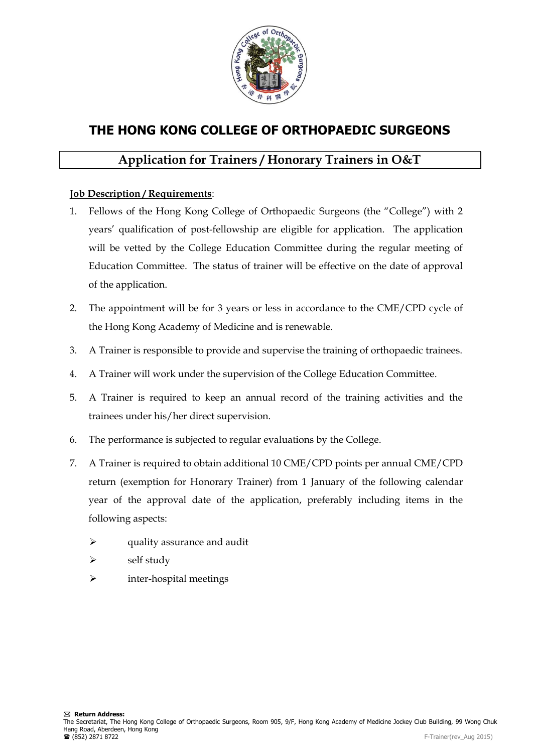# THE HONG KONG COLLEGE OF ORTHOPAEDIC SURGEONS

## Application for Trainers / Honorary Trainers in O&T

**Job Description / Requirements**:

1. Fellows of the Hong Kong College of Orthopaedic Surgeons (the "College") with 2 years' qualification of post-fellowship are eligible for application. The application will be vetted by the College Education Committee during the regular meeting of Education Committee. The status of trainer will be effective on the date of approval of the application.
2. The appointment will be for 3 years or less in accordance to the CME/CPD cycle of the Hong Kong Academy of Medicine and is renewable.
3. A Trainer is responsible to provide and supervise the training of orthopaedic trainees.
4. A Trainer will work under the supervision of the College Education Committee.
5. A Trainer is required to keep an annual record of the training activities and the trainees under his/her direct supervision.
6. The performance is subjected to regular evaluations by the College.
7. A Trainer is required to obtain additional 10 CME/CPD points per annual CME/CPD return (exemption for Honorary Trainer) from 1 January of the following calendar year of the approval date of the application, preferably including items in the following aspects:
   - quality assurance and audit
   - self study
   - inter-hospital meetings

**Return Address:**
The Secretariat, The Hong Kong College of Orthopaedic Surgeons, Room 905, 9/F, Hong Kong Academy of Medicine Jockey Club Building, 99 Wong Chuk Hang Road, Aberdeen, Hong Kong
☎ (852) 2871 8722

F-Trainer(rev_Aug 2015)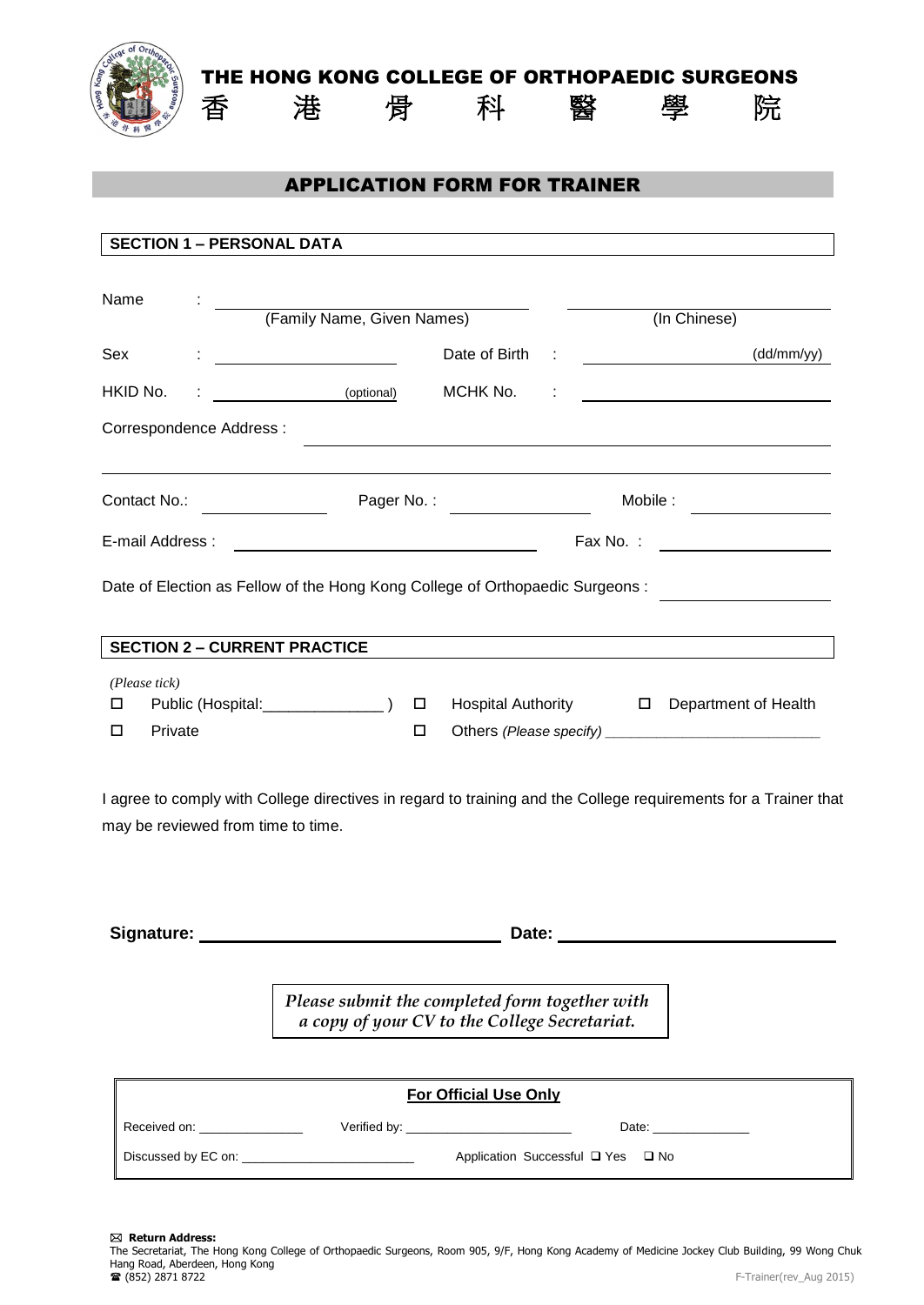# THE HONG KONG COLLEGE OF ORTHOPAEDIC SURGEONS
# 香 港 骨 科 醫 學 院

## APPLICATION FORM FOR TRAINER

**SECTION 1 – PERSONAL DATA**

Name : ______________________________ ______________________
(Family Name, Given Names) (In Chinese)

Sex : ____________________ Date of Birth : ____________________ (dd/mm/yy)

HKID No. : ______________ (optional) MCHK No. : ____________________

Correspondence Address : ______________________________________________

______________________________________________________________________

Contact No.: ______________ Pager No. : ______________ Mobile : ______________

E-mail Address : ______________________________ Fax No. : ______________

Date of Election as Fellow of the Hong Kong College of Orthopaedic Surgeons : ______________

**SECTION 2 – CURRENT PRACTICE**

*(Please tick)*

- ☐ Public (Hospital:______________ )
- ☐ Hospital Authority
- ☐ Department of Health
- ☐ Private
- ☐ Others *(Please specify)* ______________________

I agree to comply with College directives in regard to training and the College requirements for a Trainer that may be reviewed from time to time.

**Signature:** ______________________________ **Date:** ______________________________

*Please submit the completed form together with a copy of your CV to the College Secretariat.*

| **For Official Use Only** | | |
|---|---|---|
| Received on: ______________ | Verified by: ______________________ | Date: ______________ |
| Discussed by EC on: ______________________ | Application Successful ❑ Yes ❑ No | |

✉ **Return Address:**
The Secretariat, The Hong Kong College of Orthopaedic Surgeons, Room 905, 9/F, Hong Kong Academy of Medicine Jockey Club Building, 99 Wong Chuk Hang Road, Aberdeen, Hong Kong
☎ (852) 2871 8722

F-Trainer(rev_Aug 2015)